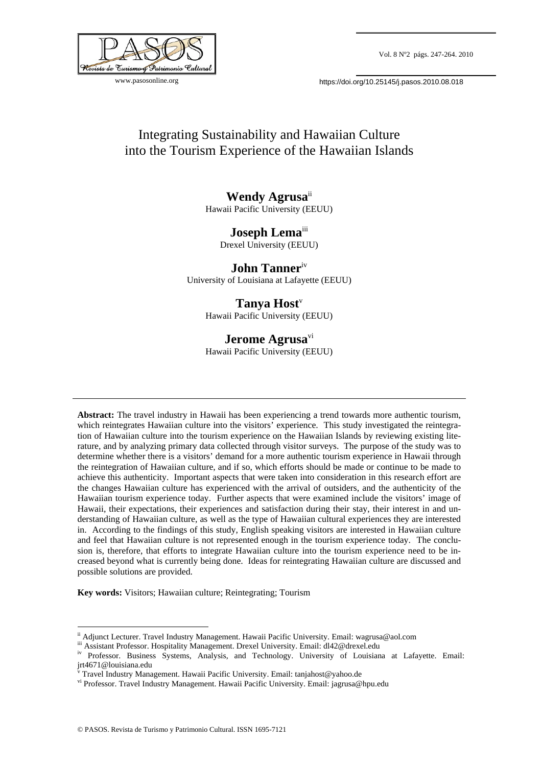# Integrating Sustainability and Hawaiian Culture into the Tourism Experience of the Hawaiian Islands

**Wendy Agrusa**[ii]
Hawaii Pacific University (EEUU)

**Joseph Lema**[iii]
Drexel University (EEUU)

**John Tanner**[iv]
University of Louisiana at Lafayette (EEUU)

**Tanya Host**[v]
Hawaii Pacific University (EEUU)

**Jerome Agrusa**[vi]
Hawaii Pacific University (EEUU)

---

**Abstract:** The travel industry in Hawaii has been experiencing a trend towards more authentic tourism, which reintegrates Hawaiian culture into the visitors' experience. This study investigated the reintegration of Hawaiian culture into the tourism experience on the Hawaiian Islands by reviewing existing literature, and by analyzing primary data collected through visitor surveys. The purpose of the study was to determine whether there is a visitors' demand for a more authentic tourism experience in Hawaii through the reintegration of Hawaiian culture, and if so, which efforts should be made or continue to be made to achieve this authenticity. Important aspects that were taken into consideration in this research effort are the changes Hawaiian culture has experienced with the arrival of outsiders, and the authenticity of the Hawaiian tourism experience today. Further aspects that were examined include the visitors' image of Hawaii, their expectations, their experiences and satisfaction during their stay, their interest in and understanding of Hawaiian culture, as well as the type of Hawaiian cultural experiences they are interested in. According to the findings of this study, English speaking visitors are interested in Hawaiian culture and feel that Hawaiian culture is not represented enough in the tourism experience today. The conclusion is, therefore, that efforts to integrate Hawaiian culture into the tourism experience need to be increased beyond what is currently being done. Ideas for reintegrating Hawaiian culture are discussed and possible solutions are provided.

**Key words:** Visitors; Hawaiian culture; Reintegrating; Tourism

---

[ii] Adjunct Lecturer. Travel Industry Management. Hawaii Pacific University. Email: wagrusa@aol.com

[iii] Assistant Professor. Hospitality Management. Drexel University. Email: dl42@drexel.edu

[iv] Professor. Business Systems, Analysis, and Technology. University of Louisiana at Lafayette. Email: jrt4671@louisiana.edu

[v] Travel Industry Management. Hawaii Pacific University. Email: tanjahost@yahoo.de

[vi] Professor. Travel Industry Management. Hawaii Pacific University. Email: jagrusa@hpu.edu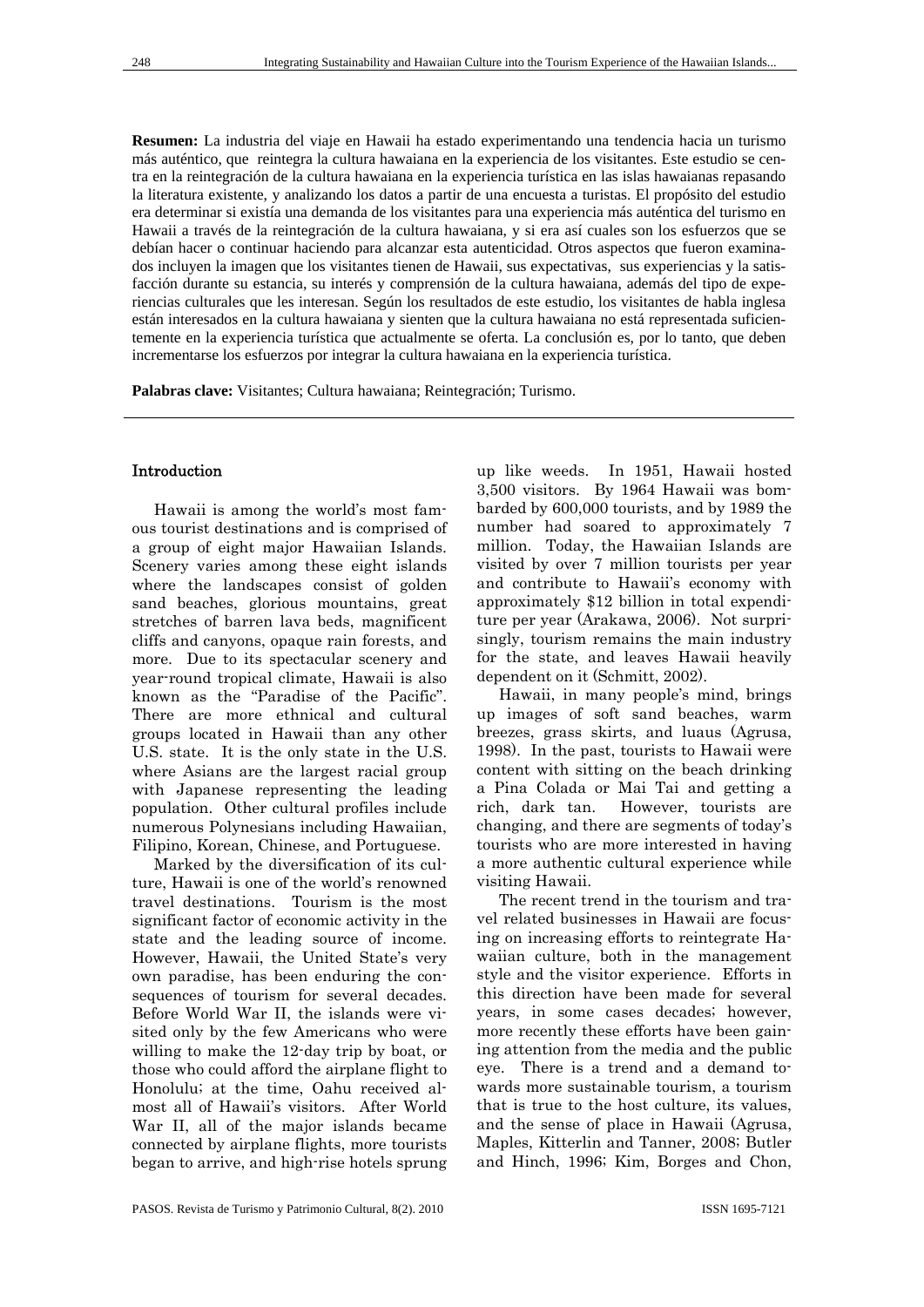**Resumen:** La industria del viaje en Hawaii ha estado experimentando una tendencia hacia un turismo más auténtico, que reintegra la cultura hawaiana en la experiencia de los visitantes. Este estudio se centra en la reintegración de la cultura hawaiana en la experiencia turística en las islas hawaianas repasando la literatura existente, y analizando los datos a partir de una encuesta a turistas. El propósito del estudio era determinar si existía una demanda de los visitantes para una experiencia más auténtica del turismo en Hawaii a través de la reintegración de la cultura hawaiana, y si era así cuales son los esfuerzos que se debían hacer o continuar haciendo para alcanzar esta autenticidad. Otros aspectos que fueron examinados incluyen la imagen que los visitantes tienen de Hawaii, sus expectativas, sus experiencias y la satisfacción durante su estancia, su interés y comprensión de la cultura hawaiana, además del tipo de experiencias culturales que les interesan. Según los resultados de este estudio, los visitantes de habla inglesa están interesados en la cultura hawaiana y sienten que la cultura hawaiana no está representada suficientemente en la experiencia turística que actualmente se oferta. La conclusión es, por lo tanto, que deben incrementarse los esfuerzos por integrar la cultura hawaiana en la experiencia turística.

**Palabras clave:** Visitantes; Cultura hawaiana; Reintegración; Turismo.

## Introduction

Hawaii is among the world's most famous tourist destinations and is comprised of a group of eight major Hawaiian Islands. Scenery varies among these eight islands where the landscapes consist of golden sand beaches, glorious mountains, great stretches of barren lava beds, magnificent cliffs and canyons, opaque rain forests, and more. Due to its spectacular scenery and year-round tropical climate, Hawaii is also known as the "Paradise of the Pacific". There are more ethnical and cultural groups located in Hawaii than any other U.S. state. It is the only state in the U.S. where Asians are the largest racial group with Japanese representing the leading population. Other cultural profiles include numerous Polynesians including Hawaiian, Filipino, Korean, Chinese, and Portuguese.

Marked by the diversification of its culture, Hawaii is one of the world's renowned travel destinations. Tourism is the most significant factor of economic activity in the state and the leading source of income. However, Hawaii, the United State's very own paradise, has been enduring the consequences of tourism for several decades. Before World War II, the islands were visited only by the few Americans who were willing to make the 12-day trip by boat, or those who could afford the airplane flight to Honolulu; at the time, Oahu received almost all of Hawaii's visitors. After World War II, all of the major islands became connected by airplane flights, more tourists began to arrive, and high-rise hotels sprung up like weeds. In 1951, Hawaii hosted 3,500 visitors. By 1964 Hawaii was bombarded by 600,000 tourists, and by 1989 the number had soared to approximately 7 million. Today, the Hawaiian Islands are visited by over 7 million tourists per year and contribute to Hawaii's economy with approximately $12 billion in total expenditure per year (Arakawa, 2006). Not surprisingly, tourism remains the main industry for the state, and leaves Hawaii heavily dependent on it (Schmitt, 2002).

Hawaii, in many people's mind, brings up images of soft sand beaches, warm breezes, grass skirts, and luaus (Agrusa, 1998). In the past, tourists to Hawaii were content with sitting on the beach drinking a Pina Colada or Mai Tai and getting a rich, dark tan. However, tourists are changing, and there are segments of today's tourists who are more interested in having a more authentic cultural experience while visiting Hawaii.

The recent trend in the tourism and travel related businesses in Hawaii are focusing on increasing efforts to reintegrate Hawaiian culture, both in the management style and the visitor experience. Efforts in this direction have been made for several years, in some cases decades; however, more recently these efforts have been gaining attention from the media and the public eye. There is a trend and a demand towards more sustainable tourism, a tourism that is true to the host culture, its values, and the sense of place in Hawaii (Agrusa, Maples, Kitterlin and Tanner, 2008; Butler and Hinch, 1996; Kim, Borges and Chon,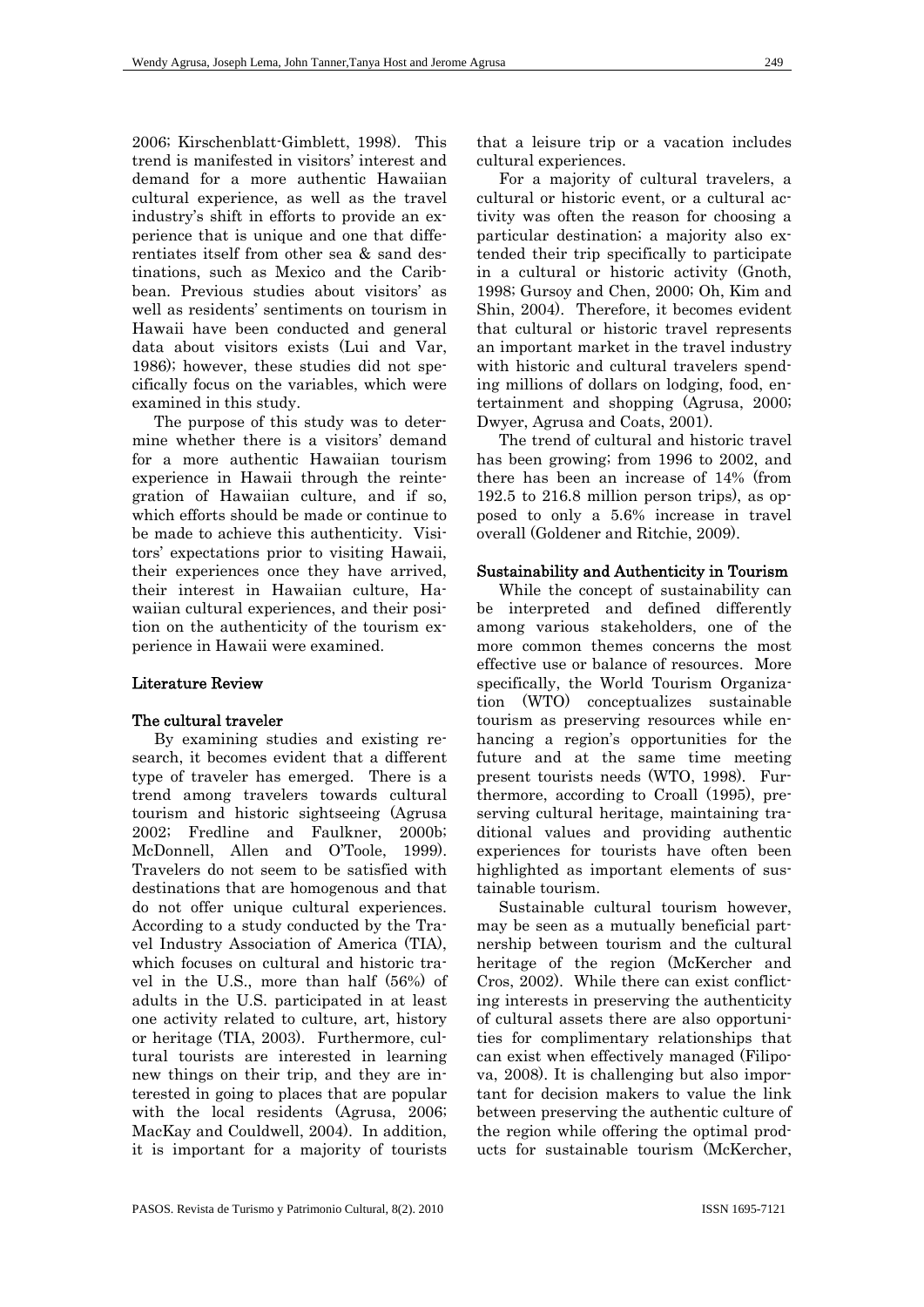2006; Kirschenblatt-Gimblett, 1998). This trend is manifested in visitors' interest and demand for a more authentic Hawaiian cultural experience, as well as the travel industry's shift in efforts to provide an experience that is unique and one that differentiates itself from other sea & sand destinations, such as Mexico and the Caribbean. Previous studies about visitors' as well as residents' sentiments on tourism in Hawaii have been conducted and general data about visitors exists (Lui and Var, 1986); however, these studies did not specifically focus on the variables, which were examined in this study.

The purpose of this study was to determine whether there is a visitors' demand for a more authentic Hawaiian tourism experience in Hawaii through the reintegration of Hawaiian culture, and if so, which efforts should be made or continue to be made to achieve this authenticity. Visitors' expectations prior to visiting Hawaii, their experiences once they have arrived, their interest in Hawaiian culture, Hawaiian cultural experiences, and their position on the authenticity of the tourism experience in Hawaii were examined.

## Literature Review

### The cultural traveler

By examining studies and existing research, it becomes evident that a different type of traveler has emerged. There is a trend among travelers towards cultural tourism and historic sightseeing (Agrusa 2002; Fredline and Faulkner, 2000b; McDonnell, Allen and O'Toole, 1999). Travelers do not seem to be satisfied with destinations that are homogenous and that do not offer unique cultural experiences. According to a study conducted by the Travel Industry Association of America (TIA), which focuses on cultural and historic travel in the U.S., more than half (56%) of adults in the U.S. participated in at least one activity related to culture, art, history or heritage (TIA, 2003). Furthermore, cultural tourists are interested in learning new things on their trip, and they are interested in going to places that are popular with the local residents (Agrusa, 2006; MacKay and Couldwell, 2004). In addition, it is important for a majority of tourists that a leisure trip or a vacation includes cultural experiences.

For a majority of cultural travelers, a cultural or historic event, or a cultural activity was often the reason for choosing a particular destination; a majority also extended their trip specifically to participate in a cultural or historic activity (Gnoth, 1998; Gursoy and Chen, 2000; Oh, Kim and Shin, 2004). Therefore, it becomes evident that cultural or historic travel represents an important market in the travel industry with historic and cultural travelers spending millions of dollars on lodging, food, entertainment and shopping (Agrusa, 2000; Dwyer, Agrusa and Coats, 2001).

The trend of cultural and historic travel has been growing; from 1996 to 2002, and there has been an increase of 14% (from 192.5 to 216.8 million person trips), as opposed to only a 5.6% increase in travel overall (Goldener and Ritchie, 2009).

### Sustainability and Authenticity in Tourism

While the concept of sustainability can be interpreted and defined differently among various stakeholders, one of the more common themes concerns the most effective use or balance of resources. More specifically, the World Tourism Organization (WTO) conceptualizes sustainable tourism as preserving resources while enhancing a region's opportunities for the future and at the same time meeting present tourists needs (WTO, 1998). Furthermore, according to Croall (1995), preserving cultural heritage, maintaining traditional values and providing authentic experiences for tourists have often been highlighted as important elements of sustainable tourism.

Sustainable cultural tourism however, may be seen as a mutually beneficial partnership between tourism and the cultural heritage of the region (McKercher and Cros, 2002). While there can exist conflicting interests in preserving the authenticity of cultural assets there are also opportunities for complimentary relationships that can exist when effectively managed (Filipova, 2008). It is challenging but also important for decision makers to value the link between preserving the authentic culture of the region while offering the optimal products for sustainable tourism (McKercher,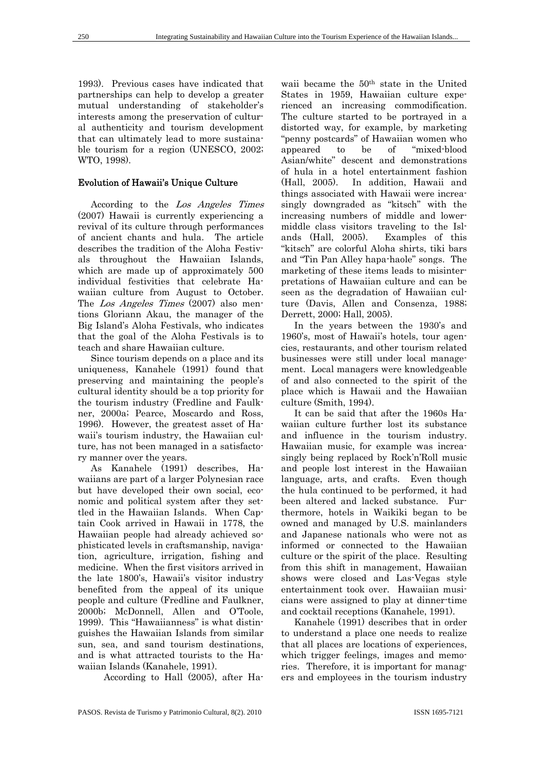1993). Previous cases have indicated that partnerships can help to develop a greater mutual understanding of stakeholder's interests among the preservation of cultural authenticity and tourism development that can ultimately lead to more sustainable tourism for a region (UNESCO, 2002; WTO, 1998).

## Evolution of Hawaii's Unique Culture

According to the *Los Angeles Times* (2007) Hawaii is currently experiencing a revival of its culture through performances of ancient chants and hula. The article describes the tradition of the Aloha Festivals throughout the Hawaiian Islands, which are made up of approximately 500 individual festivities that celebrate Hawaiian culture from August to October. The *Los Angeles Times* (2007) also mentions Gloriann Akau, the manager of the Big Island's Aloha Festivals, who indicates that the goal of the Aloha Festivals is to teach and share Hawaiian culture.

Since tourism depends on a place and its uniqueness, Kanahele (1991) found that preserving and maintaining the people's cultural identity should be a top priority for the tourism industry (Fredline and Faulkner, 2000a; Pearce, Moscardo and Ross, 1996). However, the greatest asset of Hawaii's tourism industry, the Hawaiian culture, has not been managed in a satisfactory manner over the years.

As Kanahele (1991) describes, Hawaiians are part of a larger Polynesian race but have developed their own social, economic and political system after they settled in the Hawaiian Islands. When Captain Cook arrived in Hawaii in 1778, the Hawaiian people had already achieved sophisticated levels in craftsmanship, navigation, agriculture, irrigation, fishing and medicine. When the first visitors arrived in the late 1800's, Hawaii's visitor industry benefited from the appeal of its unique people and culture (Fredline and Faulkner, 2000b; McDonnell, Allen and O'Toole, 1999). This "Hawaiianness" is what distinguishes the Hawaiian Islands from similar sun, sea, and sand tourism destinations, and is what attracted tourists to the Hawaiian Islands (Kanahele, 1991).

According to Hall (2005), after Hawaii became the 50th state in the United States in 1959, Hawaiian culture experienced an increasing commodification. The culture started to be portrayed in a distorted way, for example, by marketing "penny postcards" of Hawaiian women who appeared to be of "mixed-blood Asian/white" descent and demonstrations of hula in a hotel entertainment fashion (Hall, 2005). In addition, Hawaii and things associated with Hawaii were increasingly downgraded as "kitsch" with the increasing numbers of middle and lower-middle class visitors traveling to the Islands (Hall, 2005). Examples of this "kitsch" are colorful Aloha shirts, tiki bars and "Tin Pan Alley hapa-haole" songs. The marketing of these items leads to misinterpretations of Hawaiian culture and can be seen as the degradation of Hawaiian culture (Davis, Allen and Consenza, 1988; Derrett, 2000; Hall, 2005).

In the years between the 1930's and 1960's, most of Hawaii's hotels, tour agencies, restaurants, and other tourism related businesses were still under local management. Local managers were knowledgeable of and also connected to the spirit of the place which is Hawaii and the Hawaiian culture (Smith, 1994).

It can be said that after the 1960s Hawaiian culture further lost its substance and influence in the tourism industry. Hawaiian music, for example was increasingly being replaced by Rock'n'Roll music and people lost interest in the Hawaiian language, arts, and crafts. Even though the hula continued to be performed, it had been altered and lacked substance. Furthermore, hotels in Waikiki began to be owned and managed by U.S. mainlanders and Japanese nationals who were not as informed or connected to the Hawaiian culture or the spirit of the place. Resulting from this shift in management, Hawaiian shows were closed and Las-Vegas style entertainment took over. Hawaiian musicians were assigned to play at dinner-time and cocktail receptions (Kanahele, 1991).

Kanahele (1991) describes that in order to understand a place one needs to realize that all places are locations of experiences, which trigger feelings, images and memories. Therefore, it is important for managers and employees in the tourism industry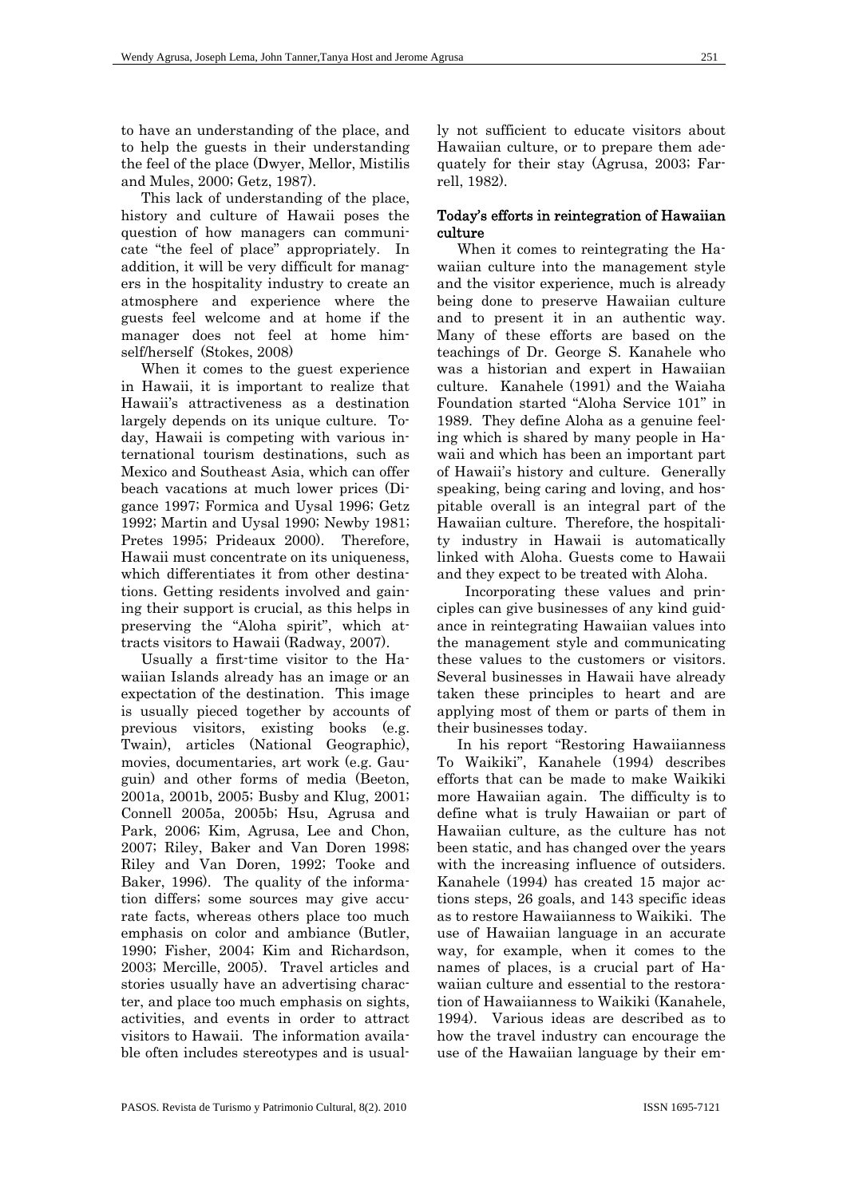to have an understanding of the place, and to help the guests in their understanding the feel of the place (Dwyer, Mellor, Mistilis and Mules, 2000; Getz, 1987).

This lack of understanding of the place, history and culture of Hawaii poses the question of how managers can communicate "the feel of place" appropriately. In addition, it will be very difficult for managers in the hospitality industry to create an atmosphere and experience where the guests feel welcome and at home if the manager does not feel at home himself/herself (Stokes, 2008)

When it comes to the guest experience in Hawaii, it is important to realize that Hawaii's attractiveness as a destination largely depends on its unique culture. Today, Hawaii is competing with various international tourism destinations, such as Mexico and Southeast Asia, which can offer beach vacations at much lower prices (Digance 1997; Formica and Uysal 1996; Getz 1992; Martin and Uysal 1990; Newby 1981; Pretes 1995; Prideaux 2000). Therefore, Hawaii must concentrate on its uniqueness, which differentiates it from other destinations. Getting residents involved and gaining their support is crucial, as this helps in preserving the "Aloha spirit", which attracts visitors to Hawaii (Radway, 2007).

Usually a first-time visitor to the Hawaiian Islands already has an image or an expectation of the destination. This image is usually pieced together by accounts of previous visitors, existing books (e.g. Twain), articles (National Geographic), movies, documentaries, art work (e.g. Gauguin) and other forms of media (Beeton, 2001a, 2001b, 2005; Busby and Klug, 2001; Connell 2005a, 2005b; Hsu, Agrusa and Park, 2006; Kim, Agrusa, Lee and Chon, 2007; Riley, Baker and Van Doren 1998; Riley and Van Doren, 1992; Tooke and Baker, 1996). The quality of the information differs; some sources may give accurate facts, whereas others place too much emphasis on color and ambiance (Butler, 1990; Fisher, 2004; Kim and Richardson, 2003; Mercille, 2005). Travel articles and stories usually have an advertising character, and place too much emphasis on sights, activities, and events in order to attract visitors to Hawaii. The information available often includes stereotypes and is usually not sufficient to educate visitors about Hawaiian culture, or to prepare them adequately for their stay (Agrusa, 2003; Farrell, 1982).

## Today's efforts in reintegration of Hawaiian culture

When it comes to reintegrating the Hawaiian culture into the management style and the visitor experience, much is already being done to preserve Hawaiian culture and to present it in an authentic way. Many of these efforts are based on the teachings of Dr. George S. Kanahele who was a historian and expert in Hawaiian culture. Kanahele (1991) and the Waiaha Foundation started "Aloha Service 101" in 1989. They define Aloha as a genuine feeling which is shared by many people in Hawaii and which has been an important part of Hawaii's history and culture. Generally speaking, being caring and loving, and hospitable overall is an integral part of the Hawaiian culture. Therefore, the hospitality industry in Hawaii is automatically linked with Aloha. Guests come to Hawaii and they expect to be treated with Aloha.

Incorporating these values and principles can give businesses of any kind guidance in reintegrating Hawaiian values into the management style and communicating these values to the customers or visitors. Several businesses in Hawaii have already taken these principles to heart and are applying most of them or parts of them in their businesses today.

In his report "Restoring Hawaiianness To Waikiki", Kanahele (1994) describes efforts that can be made to make Waikiki more Hawaiian again. The difficulty is to define what is truly Hawaiian or part of Hawaiian culture, as the culture has not been static, and has changed over the years with the increasing influence of outsiders. Kanahele (1994) has created 15 major actions steps, 26 goals, and 143 specific ideas as to restore Hawaiianness to Waikiki. The use of Hawaiian language in an accurate way, for example, when it comes to the names of places, is a crucial part of Hawaiian culture and essential to the restoration of Hawaiianness to Waikiki (Kanahele, 1994). Various ideas are described as to how the travel industry can encourage the use of the Hawaiian language by their em-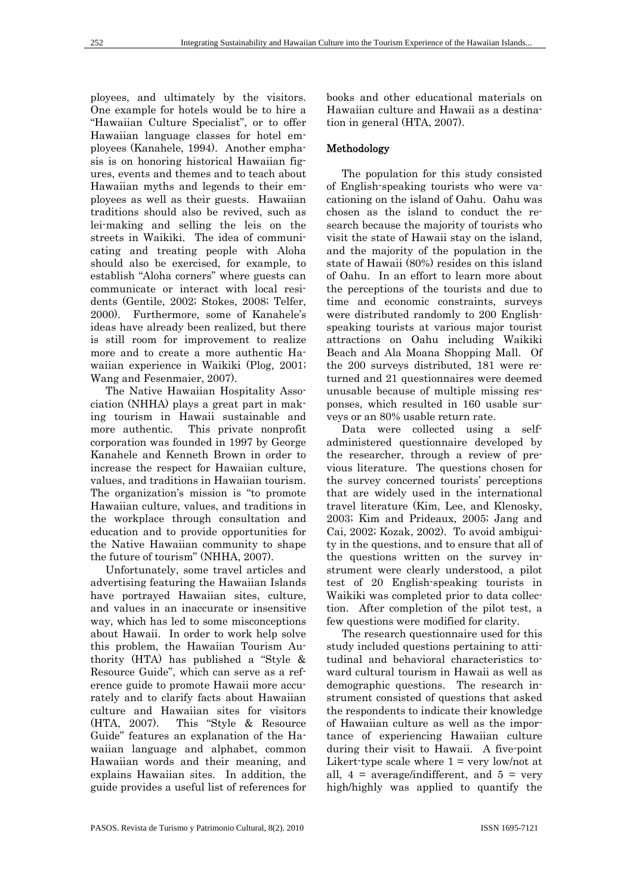ployees, and ultimately by the visitors. One example for hotels would be to hire a "Hawaiian Culture Specialist", or to offer Hawaiian language classes for hotel employees (Kanahele, 1994). Another emphasis is on honoring historical Hawaiian figures, events and themes and to teach about Hawaiian myths and legends to their employees as well as their guests. Hawaiian traditions should also be revived, such as lei-making and selling the leis on the streets in Waikiki. The idea of communicating and treating people with Aloha should also be exercised, for example, to establish "Aloha corners" where guests can communicate or interact with local residents (Gentile, 2002; Stokes, 2008; Telfer, 2000). Furthermore, some of Kanahele's ideas have already been realized, but there is still room for improvement to realize more and to create a more authentic Hawaiian experience in Waikiki (Plog, 2001; Wang and Fesenmaier, 2007).

The Native Hawaiian Hospitality Association (NHHA) plays a great part in making tourism in Hawaii sustainable and more authentic. This private nonprofit corporation was founded in 1997 by George Kanahele and Kenneth Brown in order to increase the respect for Hawaiian culture, values, and traditions in Hawaiian tourism. The organization's mission is "to promote Hawaiian culture, values, and traditions in the workplace through consultation and education and to provide opportunities for the Native Hawaiian community to shape the future of tourism" (NHHA, 2007).

Unfortunately, some travel articles and advertising featuring the Hawaiian Islands have portrayed Hawaiian sites, culture, and values in an inaccurate or insensitive way, which has led to some misconceptions about Hawaii. In order to work help solve this problem, the Hawaiian Tourism Authority (HTA) has published a "Style & Resource Guide", which can serve as a reference guide to promote Hawaii more accurately and to clarify facts about Hawaiian culture and Hawaiian sites for visitors (HTA, 2007). This "Style & Resource Guide" features an explanation of the Hawaiian language and alphabet, common Hawaiian words and their meaning, and explains Hawaiian sites. In addition, the guide provides a useful list of references for books and other educational materials on Hawaiian culture and Hawaii as a destination in general (HTA, 2007).

## Methodology

The population for this study consisted of English-speaking tourists who were vacationing on the island of Oahu. Oahu was chosen as the island to conduct the research because the majority of tourists who visit the state of Hawaii stay on the island, and the majority of the population in the state of Hawaii (80%) resides on this island of Oahu. In an effort to learn more about the perceptions of the tourists and due to time and economic constraints, surveys were distributed randomly to 200 English-speaking tourists at various major tourist attractions on Oahu including Waikiki Beach and Ala Moana Shopping Mall. Of the 200 surveys distributed, 181 were returned and 21 questionnaires were deemed unusable because of multiple missing responses, which resulted in 160 usable surveys or an 80% usable return rate.

Data were collected using a self-administered questionnaire developed by the researcher, through a review of previous literature. The questions chosen for the survey concerned tourists' perceptions that are widely used in the international travel literature (Kim, Lee, and Klenosky, 2003; Kim and Prideaux, 2005; Jang and Cai, 2002; Kozak, 2002). To avoid ambiguity in the questions, and to ensure that all of the questions written on the survey instrument were clearly understood, a pilot test of 20 English-speaking tourists in Waikiki was completed prior to data collection. After completion of the pilot test, a few questions were modified for clarity.

The research questionnaire used for this study included questions pertaining to attitudinal and behavioral characteristics toward cultural tourism in Hawaii as well as demographic questions. The research instrument consisted of questions that asked the respondents to indicate their knowledge of Hawaiian culture as well as the importance of experiencing Hawaiian culture during their visit to Hawaii. A five-point Likert-type scale where 1 = very low/not at all, 4 = average/indifferent, and 5 = very high/highly was applied to quantify the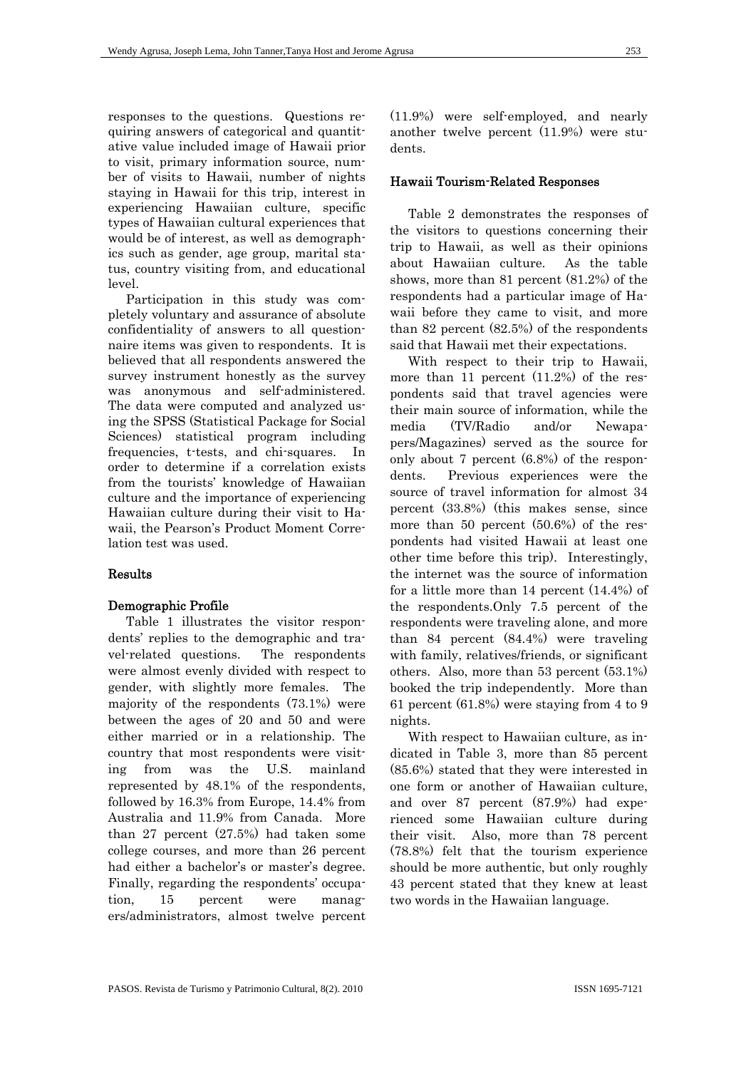responses to the questions. Questions requiring answers of categorical and quantitative value included image of Hawaii prior to visit, primary information source, number of visits to Hawaii, number of nights staying in Hawaii for this trip, interest in experiencing Hawaiian culture, specific types of Hawaiian cultural experiences that would be of interest, as well as demographics such as gender, age group, marital status, country visiting from, and educational level.

Participation in this study was completely voluntary and assurance of absolute confidentiality of answers to all questionnaire items was given to respondents. It is believed that all respondents answered the survey instrument honestly as the survey was anonymous and self-administered. The data were computed and analyzed using the SPSS (Statistical Package for Social Sciences) statistical program including frequencies, t-tests, and chi-squares. In order to determine if a correlation exists from the tourists' knowledge of Hawaiian culture and the importance of experiencing Hawaiian culture during their visit to Hawaii, the Pearson's Product Moment Correlation test was used.

## Results

### Demographic Profile

Table 1 illustrates the visitor respondents' replies to the demographic and travel-related questions. The respondents were almost evenly divided with respect to gender, with slightly more females. The majority of the respondents (73.1%) were between the ages of 20 and 50 and were either married or in a relationship. The country that most respondents were visiting from was the U.S. mainland represented by 48.1% of the respondents, followed by 16.3% from Europe, 14.4% from Australia and 11.9% from Canada. More than 27 percent (27.5%) had taken some college courses, and more than 26 percent had either a bachelor's or master's degree. Finally, regarding the respondents' occupation, 15 percent were managers/administrators, almost twelve percent (11.9%) were self-employed, and nearly another twelve percent (11.9%) were students.

### Hawaii Tourism-Related Responses

Table 2 demonstrates the responses of the visitors to questions concerning their trip to Hawaii, as well as their opinions about Hawaiian culture. As the table shows, more than 81 percent (81.2%) of the respondents had a particular image of Hawaii before they came to visit, and more than 82 percent (82.5%) of the respondents said that Hawaii met their expectations.

With respect to their trip to Hawaii, more than 11 percent (11.2%) of the respondents said that travel agencies were their main source of information, while the media (TV/Radio and/or Newapapers/Magazines) served as the source for only about 7 percent (6.8%) of the respondents. Previous experiences were the source of travel information for almost 34 percent (33.8%) (this makes sense, since more than 50 percent (50.6%) of the respondents had visited Hawaii at least one other time before this trip). Interestingly, the internet was the source of information for a little more than 14 percent (14.4%) of the respondents.Only 7.5 percent of the respondents were traveling alone, and more than 84 percent (84.4%) were traveling with family, relatives/friends, or significant others. Also, more than 53 percent (53.1%) booked the trip independently. More than 61 percent (61.8%) were staying from 4 to 9 nights.

With respect to Hawaiian culture, as indicated in Table 3, more than 85 percent (85.6%) stated that they were interested in one form or another of Hawaiian culture, and over 87 percent (87.9%) had experienced some Hawaiian culture during their visit. Also, more than 78 percent (78.8%) felt that the tourism experience should be more authentic, but only roughly 43 percent stated that they knew at least two words in the Hawaiian language.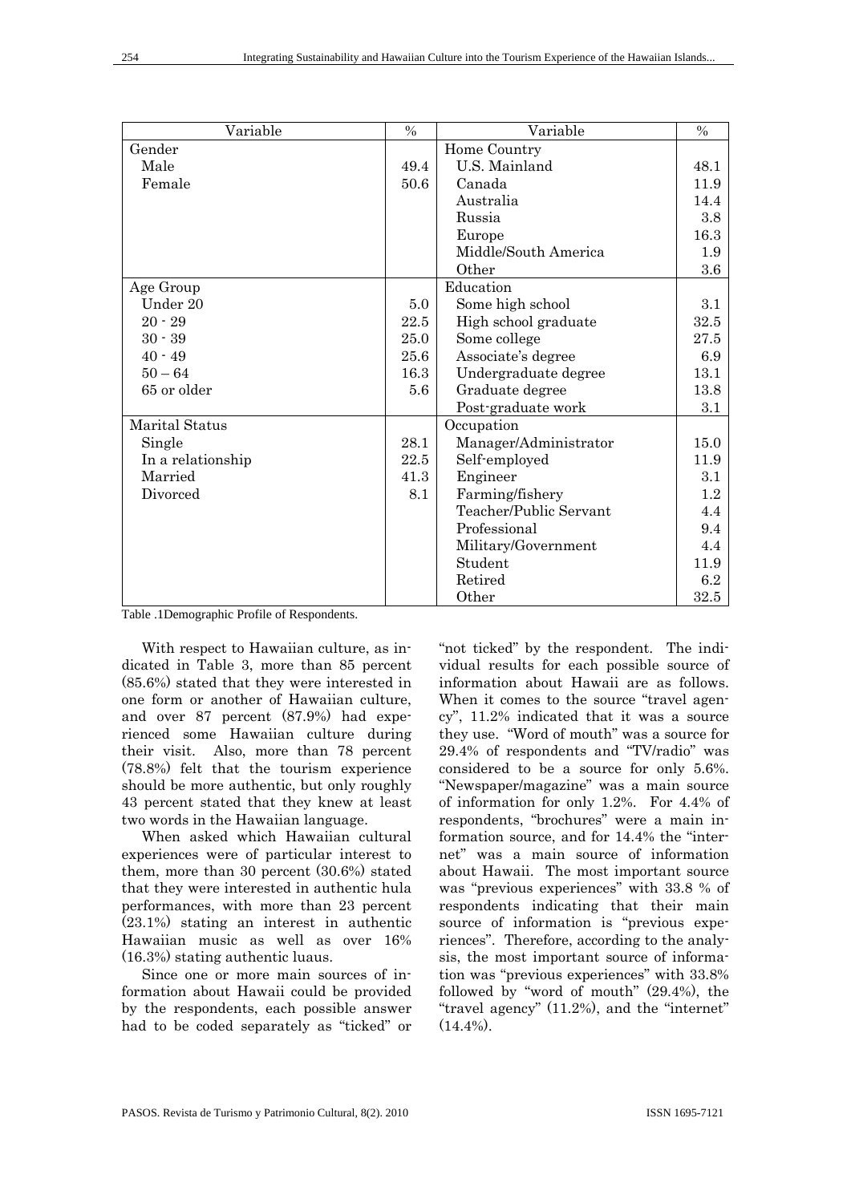| Variable | % | Variable | % |
|---|---|---|---|
| Gender | | Home Country | |
| Male | 49.4 | U.S. Mainland | 48.1 |
| Female | 50.6 | Canada | 11.9 |
| | | Australia | 14.4 |
| | | Russia | 3.8 |
| | | Europe | 16.3 |
| | | Middle/South America | 1.9 |
| | | Other | 3.6 |
| Age Group | | Education | |
| Under 20 | 5.0 | Some high school | 3.1 |
| 20 - 29 | 22.5 | High school graduate | 32.5 |
| 30 - 39 | 25.0 | Some college | 27.5 |
| 40 - 49 | 25.6 | Associate's degree | 6.9 |
| 50 – 64 | 16.3 | Undergraduate degree | 13.1 |
| 65 or older | 5.6 | Graduate degree | 13.8 |
| | | Post-graduate work | 3.1 |
| Marital Status | | Occupation | |
| Single | 28.1 | Manager/Administrator | 15.0 |
| In a relationship | 22.5 | Self-employed | 11.9 |
| Married | 41.3 | Engineer | 3.1 |
| Divorced | 8.1 | Farming/fishery | 1.2 |
| | | Teacher/Public Servant | 4.4 |
| | | Professional | 9.4 |
| | | Military/Government | 4.4 |
| | | Student | 11.9 |
| | | Retired | 6.2 |
| | | Other | 32.5 |

Table .1Demographic Profile of Respondents.

With respect to Hawaiian culture, as indicated in Table 3, more than 85 percent (85.6%) stated that they were interested in one form or another of Hawaiian culture, and over 87 percent (87.9%) had experienced some Hawaiian culture during their visit. Also, more than 78 percent (78.8%) felt that the tourism experience should be more authentic, but only roughly 43 percent stated that they knew at least two words in the Hawaiian language.

When asked which Hawaiian cultural experiences were of particular interest to them, more than 30 percent (30.6%) stated that they were interested in authentic hula performances, with more than 23 percent (23.1%) stating an interest in authentic Hawaiian music as well as over 16% (16.3%) stating authentic luaus.

Since one or more main sources of information about Hawaii could be provided by the respondents, each possible answer had to be coded separately as "ticked" or "not ticked" by the respondent. The individual results for each possible source of information about Hawaii are as follows. When it comes to the source "travel agency", 11.2% indicated that it was a source they use. "Word of mouth" was a source for 29.4% of respondents and "TV/radio" was considered to be a source for only 5.6%. "Newspaper/magazine" was a main source of information for only 1.2%. For 4.4% of respondents, "brochures" were a main information source, and for 14.4% the "internet" was a main source of information about Hawaii. The most important source was "previous experiences" with 33.8 % of respondents indicating that their main source of information is "previous experiences". Therefore, according to the analysis, the most important source of information was "previous experiences" with 33.8% followed by "word of mouth" (29.4%), the "travel agency" (11.2%), and the "internet" (14.4%).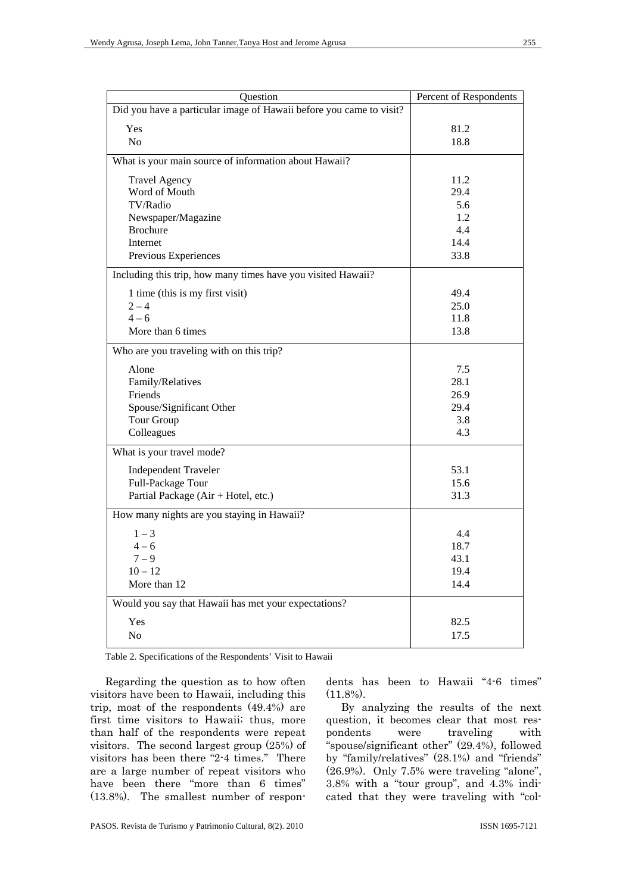| Question | Percent of Respondents |
|---|---|
| Did you have a particular image of Hawaii before you came to visit? | |
| Yes | 81.2 |
| No | 18.8 |
| What is your main source of information about Hawaii? | |
| Travel Agency | 11.2 |
| Word of Mouth | 29.4 |
| TV/Radio | 5.6 |
| Newspaper/Magazine | 1.2 |
| Brochure | 4.4 |
| Internet | 14.4 |
| Previous Experiences | 33.8 |
| Including this trip, how many times have you visited Hawaii? | |
| 1 time (this is my first visit) | 49.4 |
| 2 – 4 | 25.0 |
| 4 – 6 | 11.8 |
| More than 6 times | 13.8 |
| Who are you traveling with on this trip? | |
| Alone | 7.5 |
| Family/Relatives | 28.1 |
| Friends | 26.9 |
| Spouse/Significant Other | 29.4 |
| Tour Group | 3.8 |
| Colleagues | 4.3 |
| What is your travel mode? | |
| Independent Traveler | 53.1 |
| Full-Package Tour | 15.6 |
| Partial Package (Air + Hotel, etc.) | 31.3 |
| How many nights are you staying in Hawaii? | |
| 1 – 3 | 4.4 |
| 4 – 6 | 18.7 |
| 7 – 9 | 43.1 |
| 10 – 12 | 19.4 |
| More than 12 | 14.4 |
| Would you say that Hawaii has met your expectations? | |
| Yes | 82.5 |
| No | 17.5 |

Table 2. Specifications of the Respondents' Visit to Hawaii

Regarding the question as to how often visitors have been to Hawaii, including this trip, most of the respondents (49.4%) are first time visitors to Hawaii; thus, more than half of the respondents were repeat visitors. The second largest group (25%) of visitors has been there "2-4 times." There are a large number of repeat visitors who have been there "more than 6 times" (13.8%). The smallest number of respondents has been to Hawaii "4-6 times" (11.8%).

By analyzing the results of the next question, it becomes clear that most respondents were traveling with "spouse/significant other" (29.4%), followed by "family/relatives" (28.1%) and "friends" (26.9%). Only 7.5% were traveling "alone", 3.8% with a "tour group", and 4.3% indicated that they were traveling with "col-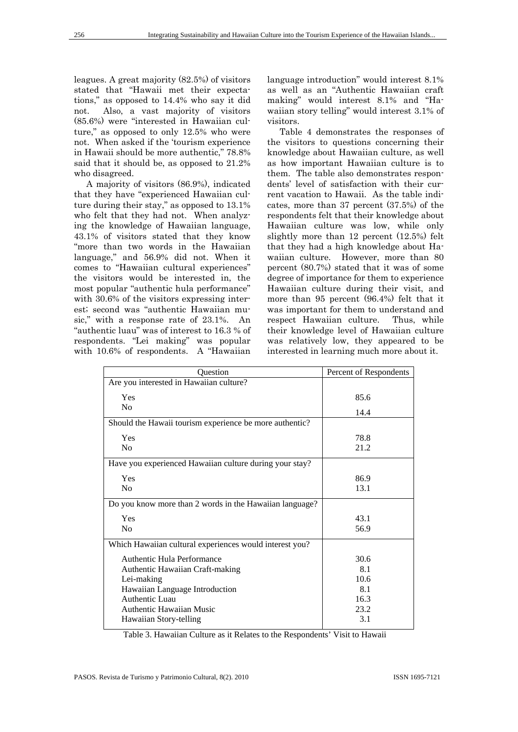leagues. A great majority (82.5%) of visitors stated that "Hawaii met their expectations," as opposed to 14.4% who say it did not. Also, a vast majority of visitors (85.6%) were "interested in Hawaiian culture," as opposed to only 12.5% who were not. When asked if the 'tourism experience in Hawaii should be more authentic," 78.8% said that it should be, as opposed to 21.2% who disagreed.

A majority of visitors (86.9%), indicated that they have "experienced Hawaiian culture during their stay," as opposed to 13.1% who felt that they had not. When analyzing the knowledge of Hawaiian language, 43.1% of visitors stated that they know "more than two words in the Hawaiian language," and 56.9% did not. When it comes to "Hawaiian cultural experiences" the visitors would be interested in, the most popular "authentic hula performance" with 30.6% of the visitors expressing interest; second was "authentic Hawaiian music," with a response rate of 23.1%. An "authentic luau" was of interest to 16.3 % of respondents. "Lei making" was popular with 10.6% of respondents. A "Hawaiian language introduction" would interest 8.1% as well as an "Authentic Hawaiian craft making" would interest 8.1% and "Hawaiian story telling" would interest 3.1% of visitors.

Table 4 demonstrates the responses of the visitors to questions concerning their knowledge about Hawaiian culture, as well as how important Hawaiian culture is to them. The table also demonstrates respondents' level of satisfaction with their current vacation to Hawaii. As the table indicates, more than 37 percent (37.5%) of the respondents felt that their knowledge about Hawaiian culture was low, while only slightly more than 12 percent (12.5%) felt that they had a high knowledge about Hawaiian culture. However, more than 80 percent (80.7%) stated that it was of some degree of importance for them to experience Hawaiian culture during their visit, and more than 95 percent (96.4%) felt that it was important for them to understand and respect Hawaiian culture. Thus, while their knowledge level of Hawaiian culture was relatively low, they appeared to be interested in learning much more about it.

| Question | Percent of Respondents |
|---|---|
| Are you interested in Hawaiian culture? | |
| Yes | 85.6 |
| No | 14.4 |
| Should the Hawaii tourism experience be more authentic? | |
| Yes | 78.8 |
| No | 21.2 |
| Have you experienced Hawaiian culture during your stay? | |
| Yes | 86.9 |
| No | 13.1 |
| Do you know more than 2 words in the Hawaiian language? | |
| Yes | 43.1 |
| No | 56.9 |
| Which Hawaiian cultural experiences would interest you? | |
| Authentic Hula Performance | 30.6 |
| Authentic Hawaiian Craft-making | 8.1 |
| Lei-making | 10.6 |
| Hawaiian Language Introduction | 8.1 |
| Authentic Luau | 16.3 |
| Authentic Hawaiian Music | 23.2 |
| Hawaiian Story-telling | 3.1 |

Table 3. Hawaiian Culture as it Relates to the Respondents' Visit to Hawaii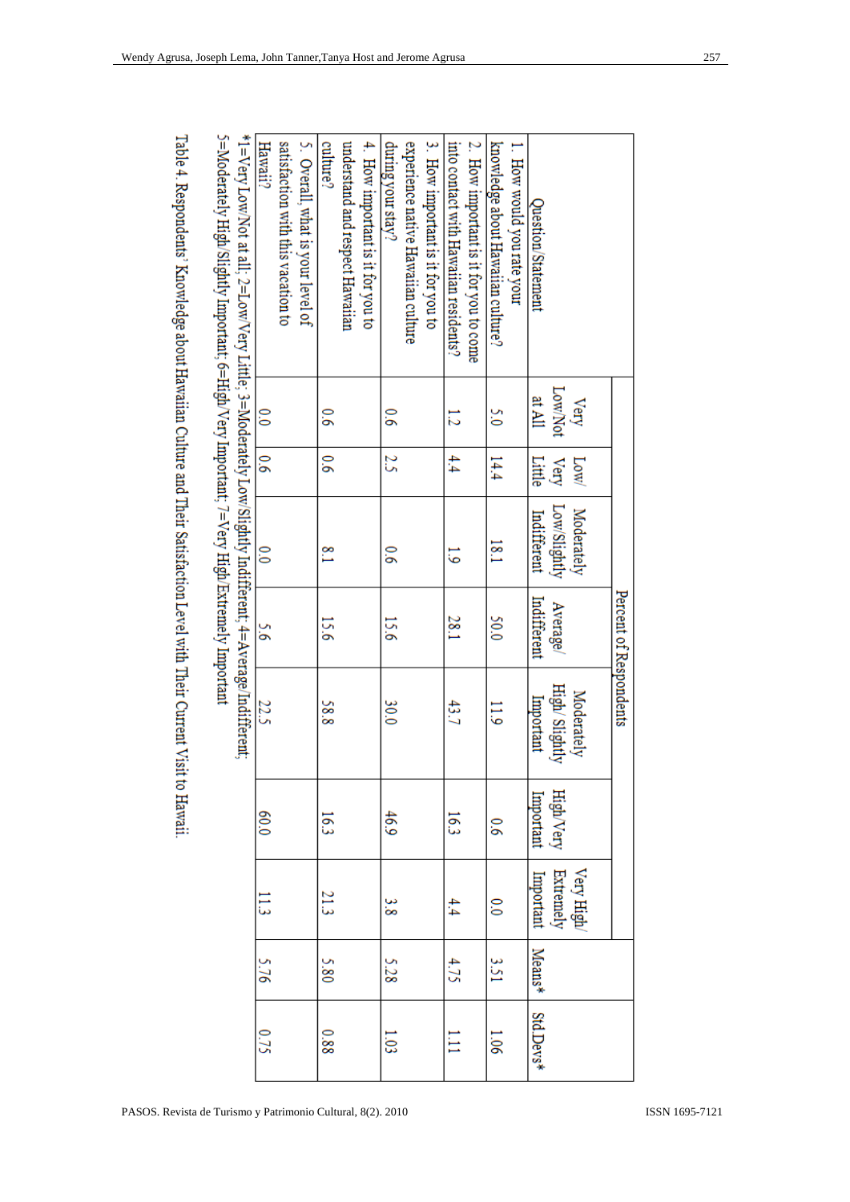| Question/Statement | Percent of Respondents | | | | | | | | |
|---|---|---|---|---|---|---|---|---|---|
| | Very Low/Not at All | Low/ Very Little | Moderately Low/Slightly Indifferent | Average/ Indifferent | Moderately High/ Slightly Important | High/Very Important | Very High/ Extremely Important | Means* | Std.Devs* |
| 1. How would you rate your knowledge about Hawaiian culture? | 5.0 | 14.4 | 18.1 | 50.0 | 11.9 | 0.6 | 0.0 | 3.51 | 1.06 |
| 2. How important is it for you to come into contact with Hawaiian residents? | 1.2 | 4.4 | 1.9 | 28.1 | 43.7 | 16.3 | 4.4 | 4.75 | 1.11 |
| 3. How important is it for you to experience native Hawaiian culture during your stay? | 0.6 | 2.5 | 0.6 | 15.6 | 30.0 | 46.9 | 3.8 | 5.28 | 1.03 |
| 4. How important is it for you to understand and respect Hawaiian culture? | 0.6 | 0.6 | 8.1 | 15.6 | 58.8 | 16.3 | 21.3 | 5.80 | 0.88 |
| 5. Overall, what is your level of satisfaction with this vacation to Hawaii? | 0.0 | 0.6 | 0.0 | 5.6 | 22.5 | 60.0 | 11.3 | 5.76 | 0.75 |

*1=Very Low/Not at all; 2=Low/Very Little; 3=Moderately Low/Slightly Indifferent; 4=Average/Indifferent; 5=Moderately High/Slightly Important; 6=High/Very Important; 7=Very High/Extremely Important

Table 4. Respondents' Knowledge about Hawaiian Culture and Their Satisfaction Level with Their Current Visit to Hawaii.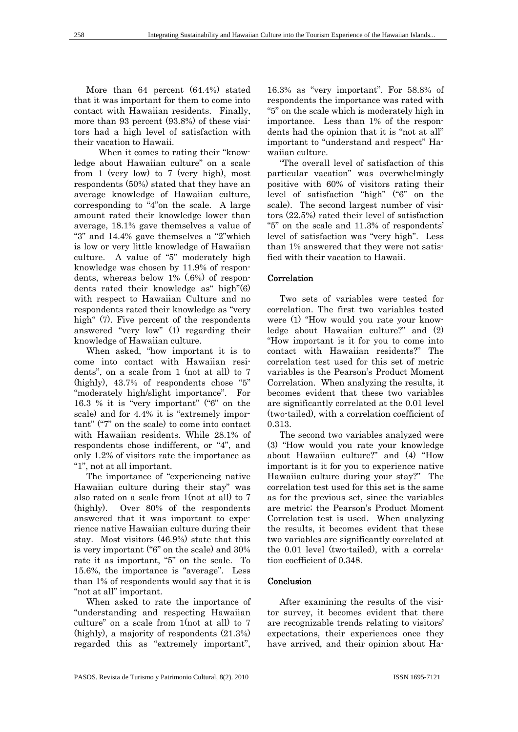More than 64 percent (64.4%) stated that it was important for them to come into contact with Hawaiian residents. Finally, more than 93 percent (93.8%) of these visitors had a high level of satisfaction with their vacation to Hawaii.

When it comes to rating their "knowledge about Hawaiian culture" on a scale from 1 (very low) to 7 (very high), most respondents (50%) stated that they have an average knowledge of Hawaiian culture, corresponding to "4"on the scale. A large amount rated their knowledge lower than average, 18.1% gave themselves a value of "3" and 14.4% gave themselves a "2"which is low or very little knowledge of Hawaiian culture. A value of "5" moderately high knowledge was chosen by 11.9% of respondents, whereas below 1% (.6%) of respondents rated their knowledge as" high"(6) with respect to Hawaiian Culture and no respondents rated their knowledge as "very high" (7). Five percent of the respondents answered "very low" (1) regarding their knowledge of Hawaiian culture.

When asked, "how important it is to come into contact with Hawaiian residents", on a scale from 1 (not at all) to 7 (highly), 43.7% of respondents chose "5" "moderately high/slight importance". For 16.3 % it is "very important" ("6" on the scale) and for 4.4% it is "extremely important" ("7" on the scale) to come into contact with Hawaiian residents. While 28.1% of respondents chose indifferent, or "4", and only 1.2% of visitors rate the importance as "1", not at all important.

The importance of "experiencing native Hawaiian culture during their stay" was also rated on a scale from 1(not at all) to 7 (highly). Over 80% of the respondents answered that it was important to experience native Hawaiian culture during their stay. Most visitors (46.9%) state that this is very important ("6" on the scale) and 30% rate it as important, "5" on the scale. To 15.6%, the importance is "average". Less than 1% of respondents would say that it is "not at all" important.

When asked to rate the importance of "understanding and respecting Hawaiian culture" on a scale from 1(not at all) to 7 (highly), a majority of respondents (21.3%) regarded this as "extremely important", 16.3% as "very important". For 58.8% of respondents the importance was rated with "5" on the scale which is moderately high in importance. Less than 1% of the respondents had the opinion that it is "not at all" important to "understand and respect" Hawaiian culture.

"The overall level of satisfaction of this particular vacation" was overwhelmingly positive with 60% of visitors rating their level of satisfaction "high" ("6" on the scale). The second largest number of visitors (22.5%) rated their level of satisfaction "5" on the scale and 11.3% of respondents' level of satisfaction was "very high". Less than 1% answered that they were not satisfied with their vacation to Hawaii.

## Correlation

Two sets of variables were tested for correlation. The first two variables tested were (1) "How would you rate your knowledge about Hawaiian culture?" and (2) "How important is it for you to come into contact with Hawaiian residents?" The correlation test used for this set of metric variables is the Pearson's Product Moment Correlation. When analyzing the results, it becomes evident that these two variables are significantly correlated at the 0.01 level (two-tailed), with a correlation coefficient of 0.313.

The second two variables analyzed were (3) "How would you rate your knowledge about Hawaiian culture?" and (4) "How important is it for you to experience native Hawaiian culture during your stay?" The correlation test used for this set is the same as for the previous set, since the variables are metric; the Pearson's Product Moment Correlation test is used. When analyzing the results, it becomes evident that these two variables are significantly correlated at the 0.01 level (two-tailed), with a correlation coefficient of 0.348.

## Conclusion

After examining the results of the visitor survey, it becomes evident that there are recognizable trends relating to visitors' expectations, their experiences once they have arrived, and their opinion about Ha-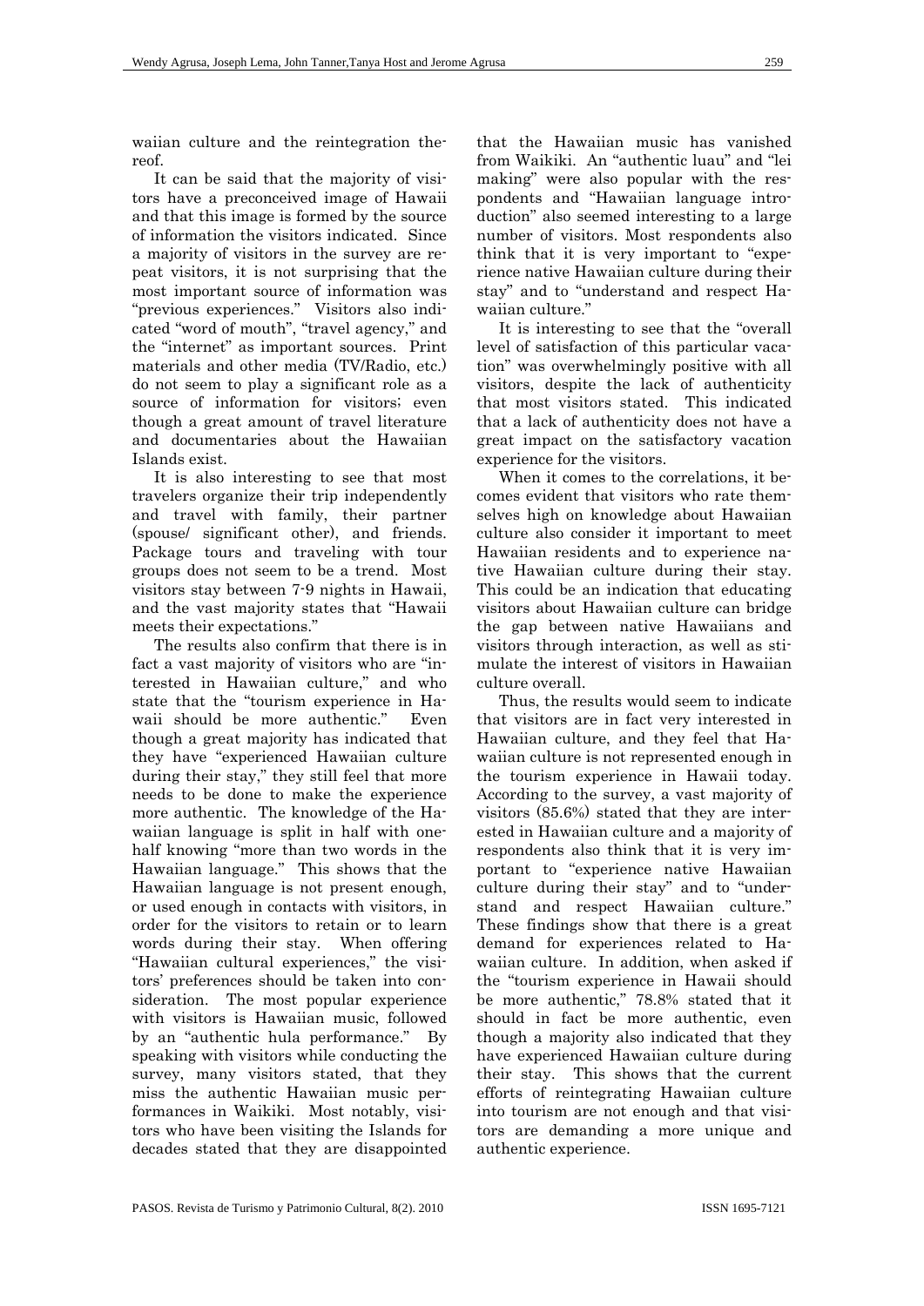waiian culture and the reintegration thereof.

It can be said that the majority of visitors have a preconceived image of Hawaii and that this image is formed by the source of information the visitors indicated. Since a majority of visitors in the survey are repeat visitors, it is not surprising that the most important source of information was "previous experiences." Visitors also indicated "word of mouth", "travel agency," and the "internet" as important sources. Print materials and other media (TV/Radio, etc.) do not seem to play a significant role as a source of information for visitors; even though a great amount of travel literature and documentaries about the Hawaiian Islands exist.

It is also interesting to see that most travelers organize their trip independently and travel with family, their partner (spouse/ significant other), and friends. Package tours and traveling with tour groups does not seem to be a trend. Most visitors stay between 7-9 nights in Hawaii, and the vast majority states that "Hawaii meets their expectations."

The results also confirm that there is in fact a vast majority of visitors who are "interested in Hawaiian culture," and who state that the "tourism experience in Hawaii should be more authentic." Even though a great majority has indicated that they have "experienced Hawaiian culture during their stay," they still feel that more needs to be done to make the experience more authentic. The knowledge of the Hawaiian language is split in half with one-half knowing "more than two words in the Hawaiian language." This shows that the Hawaiian language is not present enough, or used enough in contacts with visitors, in order for the visitors to retain or to learn words during their stay. When offering "Hawaiian cultural experiences," the visitors' preferences should be taken into consideration. The most popular experience with visitors is Hawaiian music, followed by an "authentic hula performance." By speaking with visitors while conducting the survey, many visitors stated, that they miss the authentic Hawaiian music performances in Waikiki. Most notably, visitors who have been visiting the Islands for decades stated that they are disappointed that the Hawaiian music has vanished from Waikiki. An "authentic luau" and "lei making" were also popular with the respondents and "Hawaiian language introduction" also seemed interesting to a large number of visitors. Most respondents also think that it is very important to "experience native Hawaiian culture during their stay" and to "understand and respect Hawaiian culture."

It is interesting to see that the "overall level of satisfaction of this particular vacation" was overwhelmingly positive with all visitors, despite the lack of authenticity that most visitors stated. This indicated that a lack of authenticity does not have a great impact on the satisfactory vacation experience for the visitors.

When it comes to the correlations, it becomes evident that visitors who rate themselves high on knowledge about Hawaiian culture also consider it important to meet Hawaiian residents and to experience native Hawaiian culture during their stay. This could be an indication that educating visitors about Hawaiian culture can bridge the gap between native Hawaiians and visitors through interaction, as well as stimulate the interest of visitors in Hawaiian culture overall.

Thus, the results would seem to indicate that visitors are in fact very interested in Hawaiian culture, and they feel that Hawaiian culture is not represented enough in the tourism experience in Hawaii today. According to the survey, a vast majority of visitors (85.6%) stated that they are interested in Hawaiian culture and a majority of respondents also think that it is very important to "experience native Hawaiian culture during their stay" and to "understand and respect Hawaiian culture." These findings show that there is a great demand for experiences related to Hawaiian culture. In addition, when asked if the "tourism experience in Hawaii should be more authentic," 78.8% stated that it should in fact be more authentic, even though a majority also indicated that they have experienced Hawaiian culture during their stay. This shows that the current efforts of reintegrating Hawaiian culture into tourism are not enough and that visitors are demanding a more unique and authentic experience.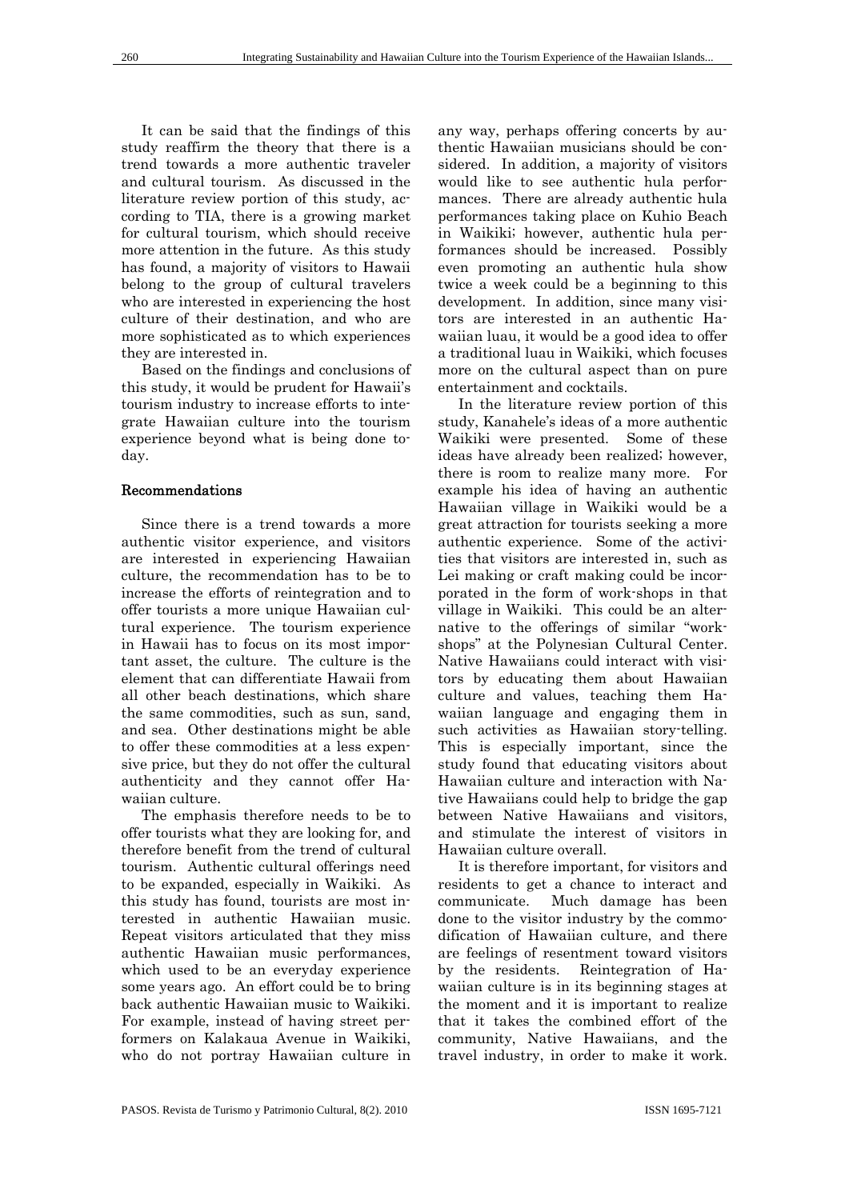It can be said that the findings of this study reaffirm the theory that there is a trend towards a more authentic traveler and cultural tourism. As discussed in the literature review portion of this study, according to TIA, there is a growing market for cultural tourism, which should receive more attention in the future. As this study has found, a majority of visitors to Hawaii belong to the group of cultural travelers who are interested in experiencing the host culture of their destination, and who are more sophisticated as to which experiences they are interested in.

Based on the findings and conclusions of this study, it would be prudent for Hawaii's tourism industry to increase efforts to integrate Hawaiian culture into the tourism experience beyond what is being done today.

## Recommendations

Since there is a trend towards a more authentic visitor experience, and visitors are interested in experiencing Hawaiian culture, the recommendation has to be to increase the efforts of reintegration and to offer tourists a more unique Hawaiian cultural experience. The tourism experience in Hawaii has to focus on its most important asset, the culture. The culture is the element that can differentiate Hawaii from all other beach destinations, which share the same commodities, such as sun, sand, and sea. Other destinations might be able to offer these commodities at a less expensive price, but they do not offer the cultural authenticity and they cannot offer Hawaiian culture.

The emphasis therefore needs to be to offer tourists what they are looking for, and therefore benefit from the trend of cultural tourism. Authentic cultural offerings need to be expanded, especially in Waikiki. As this study has found, tourists are most interested in authentic Hawaiian music. Repeat visitors articulated that they miss authentic Hawaiian music performances, which used to be an everyday experience some years ago. An effort could be to bring back authentic Hawaiian music to Waikiki. For example, instead of having street performers on Kalakaua Avenue in Waikiki, who do not portray Hawaiian culture in any way, perhaps offering concerts by authentic Hawaiian musicians should be considered. In addition, a majority of visitors would like to see authentic hula performances. There are already authentic hula performances taking place on Kuhio Beach in Waikiki; however, authentic hula performances should be increased. Possibly even promoting an authentic hula show twice a week could be a beginning to this development. In addition, since many visitors are interested in an authentic Hawaiian luau, it would be a good idea to offer a traditional luau in Waikiki, which focuses more on the cultural aspect than on pure entertainment and cocktails.

In the literature review portion of this study, Kanahele's ideas of a more authentic Waikiki were presented. Some of these ideas have already been realized; however, there is room to realize many more. For example his idea of having an authentic Hawaiian village in Waikiki would be a great attraction for tourists seeking a more authentic experience. Some of the activities that visitors are interested in, such as Lei making or craft making could be incorporated in the form of work-shops in that village in Waikiki. This could be an alternative to the offerings of similar "workshops" at the Polynesian Cultural Center. Native Hawaiians could interact with visitors by educating them about Hawaiian culture and values, teaching them Hawaiian language and engaging them in such activities as Hawaiian story-telling. This is especially important, since the study found that educating visitors about Hawaiian culture and interaction with Native Hawaiians could help to bridge the gap between Native Hawaiians and visitors, and stimulate the interest of visitors in Hawaiian culture overall.

It is therefore important, for visitors and residents to get a chance to interact and communicate. Much damage has been done to the visitor industry by the commodification of Hawaiian culture, and there are feelings of resentment toward visitors by the residents. Reintegration of Hawaiian culture is in its beginning stages at the moment and it is important to realize that it takes the combined effort of the community, Native Hawaiians, and the travel industry, in order to make it work.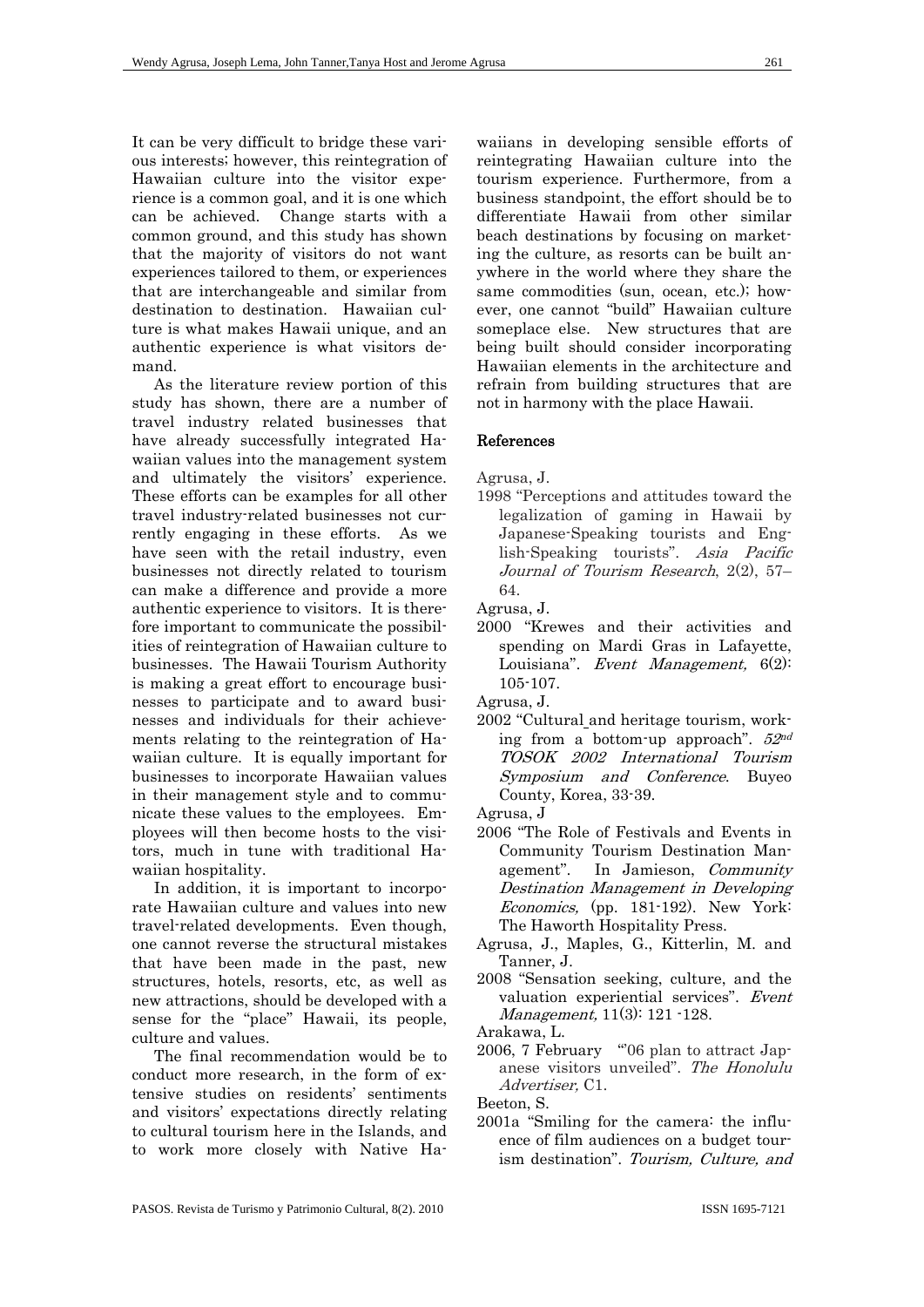It can be very difficult to bridge these various interests; however, this reintegration of Hawaiian culture into the visitor experience is a common goal, and it is one which can be achieved. Change starts with a common ground, and this study has shown that the majority of visitors do not want experiences tailored to them, or experiences that are interchangeable and similar from destination to destination. Hawaiian culture is what makes Hawaii unique, and an authentic experience is what visitors demand.

As the literature review portion of this study has shown, there are a number of travel industry related businesses that have already successfully integrated Hawaiian values into the management system and ultimately the visitors' experience. These efforts can be examples for all other travel industry-related businesses not currently engaging in these efforts. As we have seen with the retail industry, even businesses not directly related to tourism can make a difference and provide a more authentic experience to visitors. It is therefore important to communicate the possibilities of reintegration of Hawaiian culture to businesses. The Hawaii Tourism Authority is making a great effort to encourage businesses to participate and to award businesses and individuals for their achievements relating to the reintegration of Hawaiian culture. It is equally important for businesses to incorporate Hawaiian values in their management style and to communicate these values to the employees. Employees will then become hosts to the visitors, much in tune with traditional Hawaiian hospitality.

In addition, it is important to incorporate Hawaiian culture and values into new travel-related developments. Even though, one cannot reverse the structural mistakes that have been made in the past, new structures, hotels, resorts, etc, as well as new attractions, should be developed with a sense for the "place" Hawaii, its people, culture and values.

The final recommendation would be to conduct more research, in the form of extensive studies on residents' sentiments and visitors' expectations directly relating to cultural tourism here in the Islands, and to work more closely with Native Hawaiians in developing sensible efforts of reintegrating Hawaiian culture into the tourism experience. Furthermore, from a business standpoint, the effort should be to differentiate Hawaii from other similar beach destinations by focusing on marketing the culture, as resorts can be built anywhere in the world where they share the same commodities (sun, ocean, etc.); however, one cannot "build" Hawaiian culture someplace else. New structures that are being built should consider incorporating Hawaiian elements in the architecture and refrain from building structures that are not in harmony with the place Hawaii.

## References

Agrusa, J.
1998 "Perceptions and attitudes toward the legalization of gaming in Hawaii by Japanese-Speaking tourists and English-Speaking tourists". *Asia Pacific Journal of Tourism Research*, 2(2), 57–64.

Agrusa, J.
2000 "Krewes and their activities and spending on Mardi Gras in Lafayette, Louisiana". *Event Management,* 6(2): 105-107.

Agrusa, J.
2002 "Cultural and heritage tourism, working from a bottom-up approach". *52nd TOSOK 2002 International Tourism Symposium and Conference*. Buyeo County, Korea, 33-39.

Agrusa, J
2006 "The Role of Festivals and Events in Community Tourism Destination Management". In Jamieson, *Community Destination Management in Developing Economics,* (pp. 181-192). New York: The Haworth Hospitality Press.

Agrusa, J., Maples, G., Kitterlin, M. and Tanner, J.
2008 "Sensation seeking, culture, and the valuation experiential services". *Event Management,* 11(3): 121 -128.

Arakawa, L.
2006, 7 February "'06 plan to attract Japanese visitors unveiled". *The Honolulu Advertiser,* C1.

Beeton, S.
2001a "Smiling for the camera: the influence of film audiences on a budget tourism destination". *Tourism, Culture, and*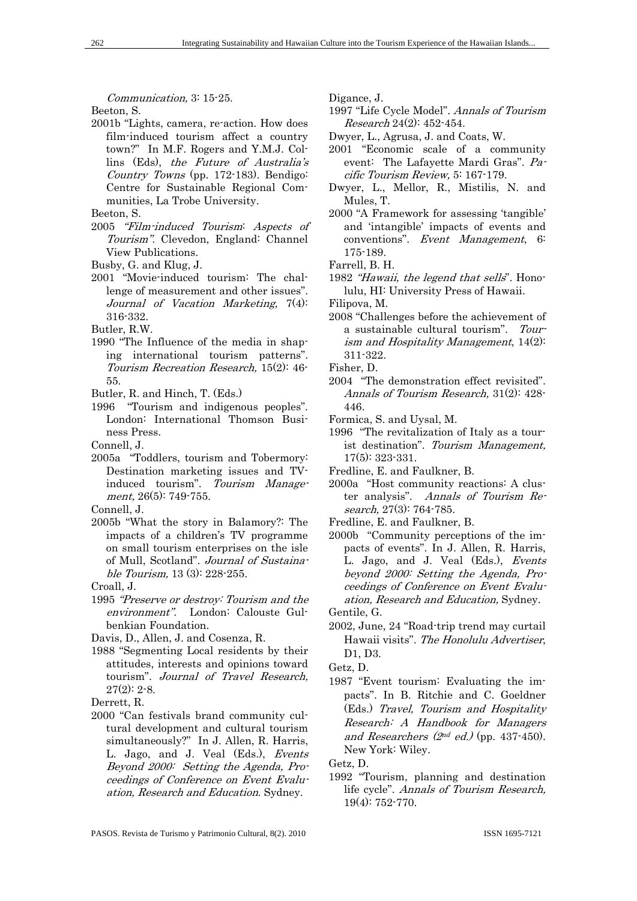*Communication,* 3: 15-25.

Beeton, S.

2001b "Lights, camera, re-action. How does film-induced tourism affect a country town?" In M.F. Rogers and Y.M.J. Collins (Eds), *the Future of Australia's Country Towns* (pp. 172-183). Bendigo: Centre for Sustainable Regional Communities, La Trobe University.

Beeton, S.

2005 *"Film-induced Tourism: Aspects of Tourism".* Clevedon, England: Channel View Publications.

Busby, G. and Klug, J.

2001 "Movie-induced tourism: The challenge of measurement and other issues". *Journal of Vacation Marketing,* 7(4): 316-332.

Butler, R.W.

1990 "The Influence of the media in shaping international tourism patterns". *Tourism Recreation Research,* 15(2): 46-55.

Butler, R. and Hinch, T. (Eds.)

1996 "Tourism and indigenous peoples". London: International Thomson Business Press.

Connell, J.

2005a "Toddlers, tourism and Tobermory: Destination marketing issues and TV-induced tourism". *Tourism Management,* 26(5): 749-755.

Connell, J.

2005b "What the story in Balamory?: The impacts of a children's TV programme on small tourism enterprises on the isle of Mull, Scotland". *Journal of Sustainable Tourism,* 13 (3): 228-255.

Croall, J.

1995 *"Preserve or destroy: Tourism and the environment".* London: Calouste Gulbenkian Foundation.

Davis, D., Allen, J. and Cosenza, R.

1988 "Segmenting Local residents by their attitudes, interests and opinions toward tourism". *Journal of Travel Research,* 27(2): 2-8.

Derrett, R.

2000 "Can festivals brand community cultural development and cultural tourism simultaneously?" In J. Allen, R. Harris, L. Jago, and J. Veal (Eds.), *Events Beyond 2000: Setting the Agenda, Proceedings of Conference on Event Evaluation, Research and Education.* Sydney.

Digance, J.

1997 "Life Cycle Model". *Annals of Tourism Research* 24(2): 452-454.

Dwyer, L., Agrusa, J. and Coats, W.

2001 "Economic scale of a community event: The Lafayette Mardi Gras". *Pacific Tourism Review,* 5: 167-179.

Dwyer, L., Mellor, R., Mistilis, N. and Mules, T.

2000 "A Framework for assessing 'tangible' and 'intangible' impacts of events and conventions". *Event Management*, 6: 175-189.

Farrell, B. H.

1982 *"Hawaii, the legend that sells*". Honolulu, HI: University Press of Hawaii.

Filipova, M.

2008 "Challenges before the achievement of a sustainable cultural tourism". *Tourism and Hospitality Management*, 14(2): 311-322.

Fisher, D.

2004 "The demonstration effect revisited". *Annals of Tourism Research,* 31(2): 428-446.

Formica, S. and Uysal, M.

1996 "The revitalization of Italy as a tourist destination". *Tourism Management,* 17(5): 323-331.

Fredline, E. and Faulkner, B.

2000a "Host community reactions: A cluster analysis". *Annals of Tourism Research,* 27(3): 764-785.

Fredline, E. and Faulkner, B.

2000b "Community perceptions of the impacts of events". In J. Allen, R. Harris, L. Jago, and J. Veal (Eds.), *Events beyond 2000: Setting the Agenda, Proceedings of Conference on Event Evaluation, Research and Education,* Sydney.

Gentile, G.

2002, June, 24 "Road-trip trend may curtail Hawaii visits". *The Honolulu Advertiser*, D1, D3.

Getz, D.

1987 "Event tourism: Evaluating the impacts". In B. Ritchie and C. Goeldner (Eds.) *Travel, Tourism and Hospitality Research: A Handbook for Managers and Researchers (2nd ed.)* (pp. 437-450). New York: Wiley.

Getz, D.

1992 "Tourism, planning and destination life cycle". *Annals of Tourism Research,* 19(4): 752-770.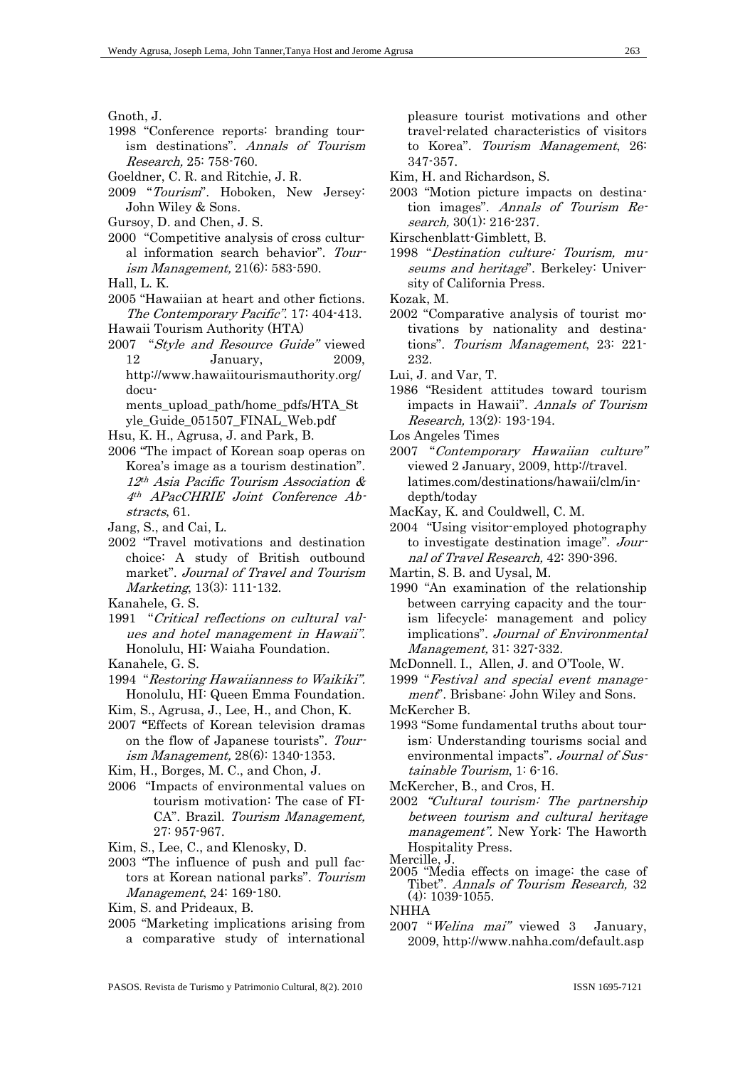Gnoth, J.

1998 "Conference reports: branding tourism destinations". *Annals of Tourism Research,* 25: 758-760.

Goeldner, C. R. and Ritchie, J. R.

2009 "*Tourism*". Hoboken, New Jersey: John Wiley & Sons.

Gursoy, D. and Chen, J. S.

2000 "Competitive analysis of cross cultural information search behavior". *Tourism Management,* 21(6): 583-590.

Hall, L. K.

2005 "Hawaiian at heart and other fictions. *The Contemporary Pacific"*. 17: 404-413.

Hawaii Tourism Authority (HTA)

2007 "*Style and Resource Guide"* viewed 12 January, 2009, http://www.hawaiitourismauthority.org/documents_upload_path/home_pdfs/HTA_Style_Guide_051507_FINAL_Web.pdf

Hsu, K. H., Agrusa, J. and Park, B.

2006 "The impact of Korean soap operas on Korea's image as a tourism destination". *12th Asia Pacific Tourism Association & 4th APacCHRIE Joint Conference Abstracts*, 61.

Jang, S., and Cai, L.

2002 "Travel motivations and destination choice: A study of British outbound market". *Journal of Travel and Tourism Marketing*, 13(3): 111-132.

Kanahele, G. S.

1991 "*Critical reflections on cultural values and hotel management in Hawaii"*. Honolulu, HI: Waiaha Foundation.

Kanahele, G. S.

1994 "*Restoring Hawaiianness to Waikiki"*. Honolulu, HI: Queen Emma Foundation.

Kim, S., Agrusa, J., Lee, H., and Chon, K.

2007 "Effects of Korean television dramas on the flow of Japanese tourists". *Tourism Management,* 28(6): 1340-1353.

Kim, H., Borges, M. C., and Chon, J.

2006 "Impacts of environmental values on tourism motivation: The case of FICA". Brazil. *Tourism Management,* 27: 957-967.

Kim, S., Lee, C., and Klenosky, D.

2003 "The influence of push and pull factors at Korean national parks". *Tourism Management*, 24: 169-180.

Kim, S. and Prideaux, B.

2005 "Marketing implications arising from a comparative study of international pleasure tourist motivations and other travel-related characteristics of visitors to Korea". *Tourism Management*, 26: 347-357.

Kim, H. and Richardson, S.

2003 "Motion picture impacts on destination images". *Annals of Tourism Research,* 30(1): 216-237.

Kirschenblatt-Gimblett, B.

1998 "*Destination culture: Tourism, museums and heritage*". Berkeley: University of California Press.

Kozak, M.

2002 "Comparative analysis of tourist motivations by nationality and destinations". *Tourism Management*, 23: 221-232.

Lui, J. and Var, T.

1986 "Resident attitudes toward tourism impacts in Hawaii". *Annals of Tourism Research,* 13(2): 193-194.

Los Angeles Times

2007 "*Contemporary Hawaiian culture"* viewed 2 January, 2009, http://travel.latimes.com/destinations/hawaii/clm/in-depth/today

MacKay, K. and Couldwell, C. M.

2004 "Using visitor-employed photography to investigate destination image". *Journal of Travel Research,* 42: 390-396.

Martin, S. B. and Uysal, M.

1990 "An examination of the relationship between carrying capacity and the tourism lifecycle: management and policy implications". *Journal of Environmental Management,* 31: 327-332.

McDonnell. I., Allen, J. and O'Toole, W.

1999 "*Festival and special event management*". Brisbane: John Wiley and Sons.

McKercher B.

1993 "Some fundamental truths about tourism: Understanding tourisms social and environmental impacts". *Journal of Sustainable Tourism*, 1: 6-16.

McKercher, B., and Cros, H.

2002 *"Cultural tourism: The partnership between tourism and cultural heritage management".* New York: The Haworth Hospitality Press.

Mercille, J.

2005 "Media effects on image: the case of Tibet". *Annals of Tourism Research,* 32 (4): 1039-1055.

NHHA

2007 "*Welina mai"* viewed 3 January, 2009, http://www.nahha.com/default.asp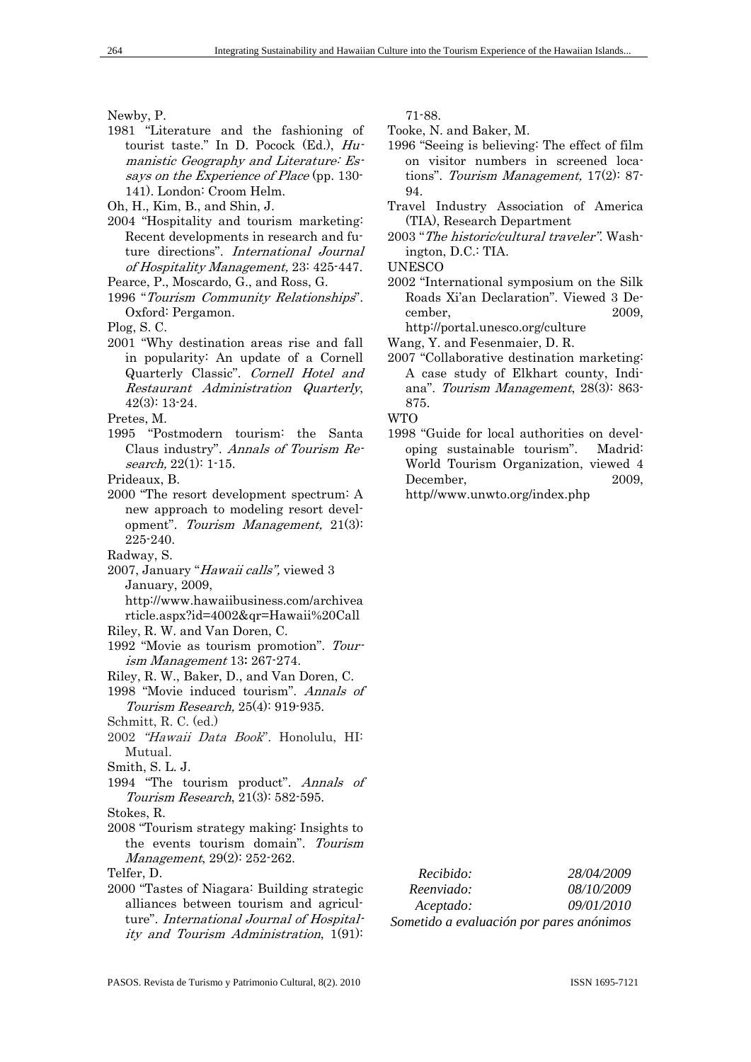Newby, P.

1981 "Literature and the fashioning of tourist taste." In D. Pocock (Ed.), *Humanistic Geography and Literature: Essays on the Experience of Place* (pp. 130-141). London: Croom Helm.

Oh, H., Kim, B., and Shin, J.

2004 "Hospitality and tourism marketing: Recent developments in research and future directions". *International Journal of Hospitality Management,* 23: 425-447.

Pearce, P., Moscardo, G., and Ross, G.

1996 "*Tourism Community Relationships*". Oxford: Pergamon.

Plog, S. C.

2001 "Why destination areas rise and fall in popularity: An update of a Cornell Quarterly Classic". *Cornell Hotel and Restaurant Administration Quarterly*, 42(3): 13-24.

Pretes, M.

1995 "Postmodern tourism: the Santa Claus industry". *Annals of Tourism Research,* 22(1): 1-15.

Prideaux, B.

2000 "The resort development spectrum: A new approach to modeling resort development". *Tourism Management,* 21(3): 225-240.

Radway, S.

2007, January "*Hawaii calls",* viewed 3 January, 2009, http://www.hawaiibusiness.com/archivearticle.aspx?id=4002&qr=Hawaii%20Call

Riley, R. W. and Van Doren, C.

1992 "Movie as tourism promotion". *Tourism Management* 13: 267-274.

Riley, R. W., Baker, D., and Van Doren, C.

1998 "Movie induced tourism". *Annals of Tourism Research,* 25(4): 919-935.

Schmitt, R. C. (ed.)

2002 *"Hawaii Data Book*". Honolulu, HI: Mutual.

Smith, S. L. J.

1994 "The tourism product". *Annals of Tourism Research*, 21(3): 582-595.

Stokes, R.

2008 "Tourism strategy making: Insights to the events tourism domain". *Tourism Management*, 29(2): 252-262.

Telfer, D.

2000 "Tastes of Niagara: Building strategic alliances between tourism and agriculture". *International Journal of Hospitality and Tourism Administration*, 1(91): 71-88.

Tooke, N. and Baker, M.

1996 "Seeing is believing: The effect of film on visitor numbers in screened locations". *Tourism Management,* 17(2): 87-94.

Travel Industry Association of America (TIA), Research Department

2003 "*The historic/cultural traveler"*. Washington, D.C.: TIA.

UNESCO

2002 "International symposium on the Silk Roads Xi'an Declaration". Viewed 3 December, 2009, http://portal.unesco.org/culture

Wang, Y. and Fesenmaier, D. R.

2007 "Collaborative destination marketing: A case study of Elkhart county, Indiana". *Tourism Management*, 28(3): 863-875.

WTO

1998 "Guide for local authorities on developing sustainable tourism". Madrid: World Tourism Organization, viewed 4 December, 2009, http//www.unwto.org/index.php

| | |
|---|---|
| *Recibido:* | *28/04/2009* |
| *Reenviado:* | *08/10/2009* |
| *Aceptado:* | *09/01/2010* |

*Sometido a evaluación por pares anónimos*